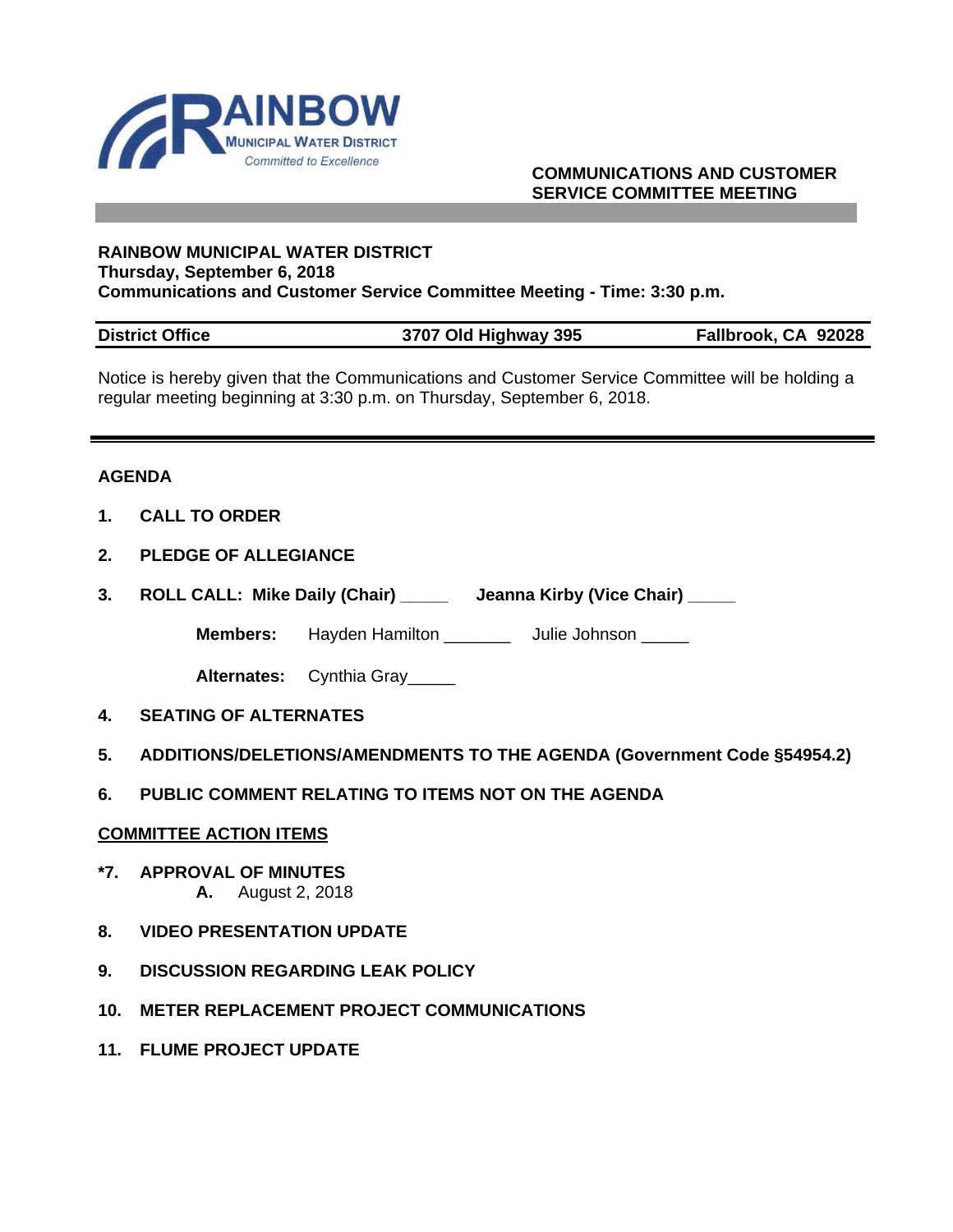RAINBOW
MUNICIPAL WATER DISTRICT
*Committed to Excellence*

**COMMUNICATIONS AND CUSTOMER SERVICE COMMITTEE MEETING**

**RAINBOW MUNICIPAL WATER DISTRICT**
**Thursday, September 6, 2018**
**Communications and Customer Service Committee Meeting - Time: 3:30 p.m.**

| District Office | 3707 Old Highway 395 | Fallbrook, CA 92028 |
|---|---|---|

Notice is hereby given that the Communications and Customer Service Committee will be holding a regular meeting beginning at 3:30 p.m. on Thursday, September 6, 2018.

## AGENDA

**1. CALL TO ORDER**

**2. PLEDGE OF ALLEGIANCE**

**3. ROLL CALL: Mike Daily (Chair) _____ Jeanna Kirby (Vice Chair) _____**

**Members:** Hayden Hamilton _______ Julie Johnson _____

**Alternates:** Cynthia Gray_____

**4. SEATING OF ALTERNATES**

**5. ADDITIONS/DELETIONS/AMENDMENTS TO THE AGENDA (Government Code §54954.2)**

**6. PUBLIC COMMENT RELATING TO ITEMS NOT ON THE AGENDA**

**COMMITTEE ACTION ITEMS**

***7. APPROVAL OF MINUTES**
- **A.** August 2, 2018

**8. VIDEO PRESENTATION UPDATE**

**9. DISCUSSION REGARDING LEAK POLICY**

**10. METER REPLACEMENT PROJECT COMMUNICATIONS**

**11. FLUME PROJECT UPDATE**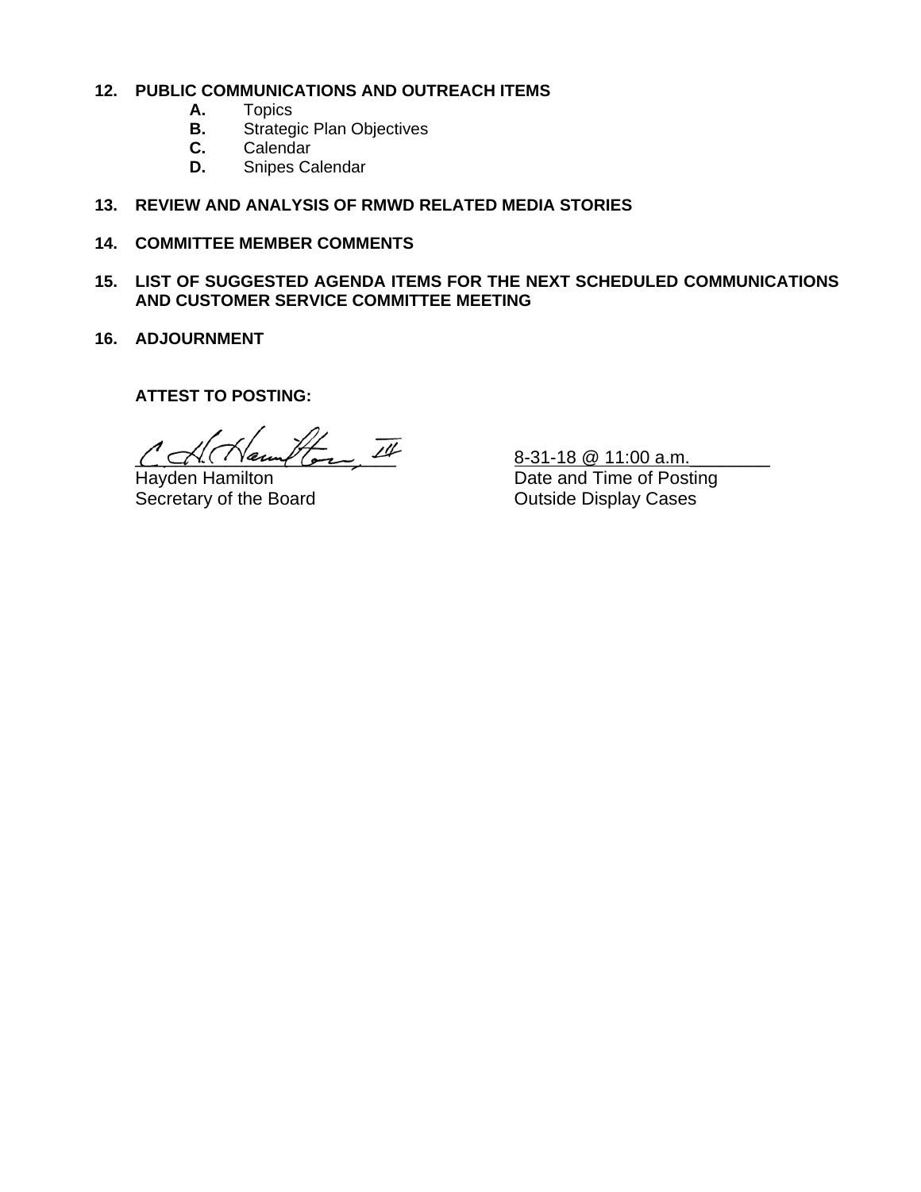**12. PUBLIC COMMUNICATIONS AND OUTREACH ITEMS**

- **A.** Topics
- **B.** Strategic Plan Objectives
- **C.** Calendar
- **D.** Snipes Calendar

**13. REVIEW AND ANALYSIS OF RMWD RELATED MEDIA STORIES**

**14. COMMITTEE MEMBER COMMENTS**

**15. LIST OF SUGGESTED AGENDA ITEMS FOR THE NEXT SCHEDULED COMMUNICATIONS AND CUSTOMER SERVICE COMMITTEE MEETING**

**16. ADJOURNMENT**

**ATTEST TO POSTING:**

C. H. Hamilton, III

Hayden Hamilton
Secretary of the Board

8-31-18 @ 11:00 a.m.
Date and Time of Posting
Outside Display Cases